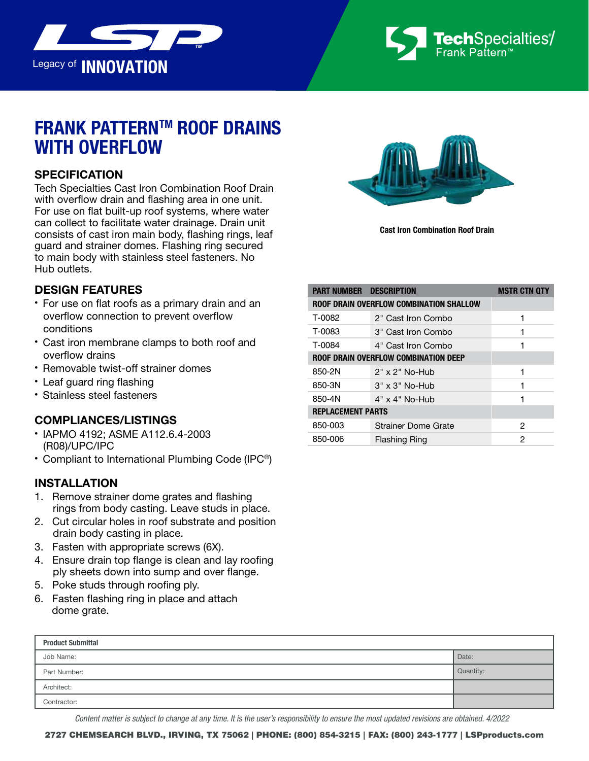# FRANK PATTERN™ ROOF DRAINS WITH OVERFLOW

## SPECIFICATION

Tech Specialties Cast Iron Combination Roof Drain with overflow drain and flashing area in one unit. For use on flat built-up roof systems, where water can collect to facilitate water drainage. Drain unit consists of cast iron main body, flashing rings, leaf guard and strainer domes. Flashing ring secured to main body with stainless steel fasteners. No Hub outlets.

## DESIGN FEATURES

- For use on flat roofs as a primary drain and an overflow connection to prevent overflow conditions
- Cast iron membrane clamps to both roof and overflow drains
- Removable twist-off strainer domes
- Leaf guard ring flashing
- Stainless steel fasteners

## COMPLIANCES/LISTINGS

- IAPMO 4192; ASME A112.6.4-2003 (R08)/UPC/IPC
- Compliant to International Plumbing Code (IPC®)

## INSTALLATION

1. Remove strainer dome grates and flashing rings from body casting. Leave studs in place.
2. Cut circular holes in roof substrate and position drain body casting in place.
3. Fasten with appropriate screws (6X).
4. Ensure drain top flange is clean and lay roofing ply sheets down into sump and over flange.
5. Poke studs through roofing ply.
6. Fasten flashing ring in place and attach dome grate.

Cast Iron Combination Roof Drain

| PART NUMBER | DESCRIPTION | MSTR CTN QTY |
|---|---|---|
| **ROOF DRAIN OVERFLOW COMBINATION SHALLOW** | | |
| T-0082 | 2" Cast Iron Combo | 1 |
| T-0083 | 3" Cast Iron Combo | 1 |
| T-0084 | 4" Cast Iron Combo | 1 |
| **ROOF DRAIN OVERFLOW COMBINATION DEEP** | | |
| 850-2N | 2" x 2" No-Hub | 1 |
| 850-3N | 3" x 3" No-Hub | 1 |
| 850-4N | 4" x 4" No-Hub | 1 |
| **REPLACEMENT PARTS** | | |
| 850-003 | Strainer Dome Grate | 2 |
| 850-006 | Flashing Ring | 2 |

| Product Submittal | |
|---|---|
| Job Name: | Date: |
| Part Number: | Quantity: |
| Architect: | |
| Contractor: | |

*Content matter is subject to change at any time. It is the user's responsibility to ensure the most updated revisions are obtained. 4/2022*

**2727 CHEMSEARCH BLVD., IRVING, TX 75062 | PHONE: (800) 854-3215 | FAX: (800) 243-1777 | LSPproducts.com**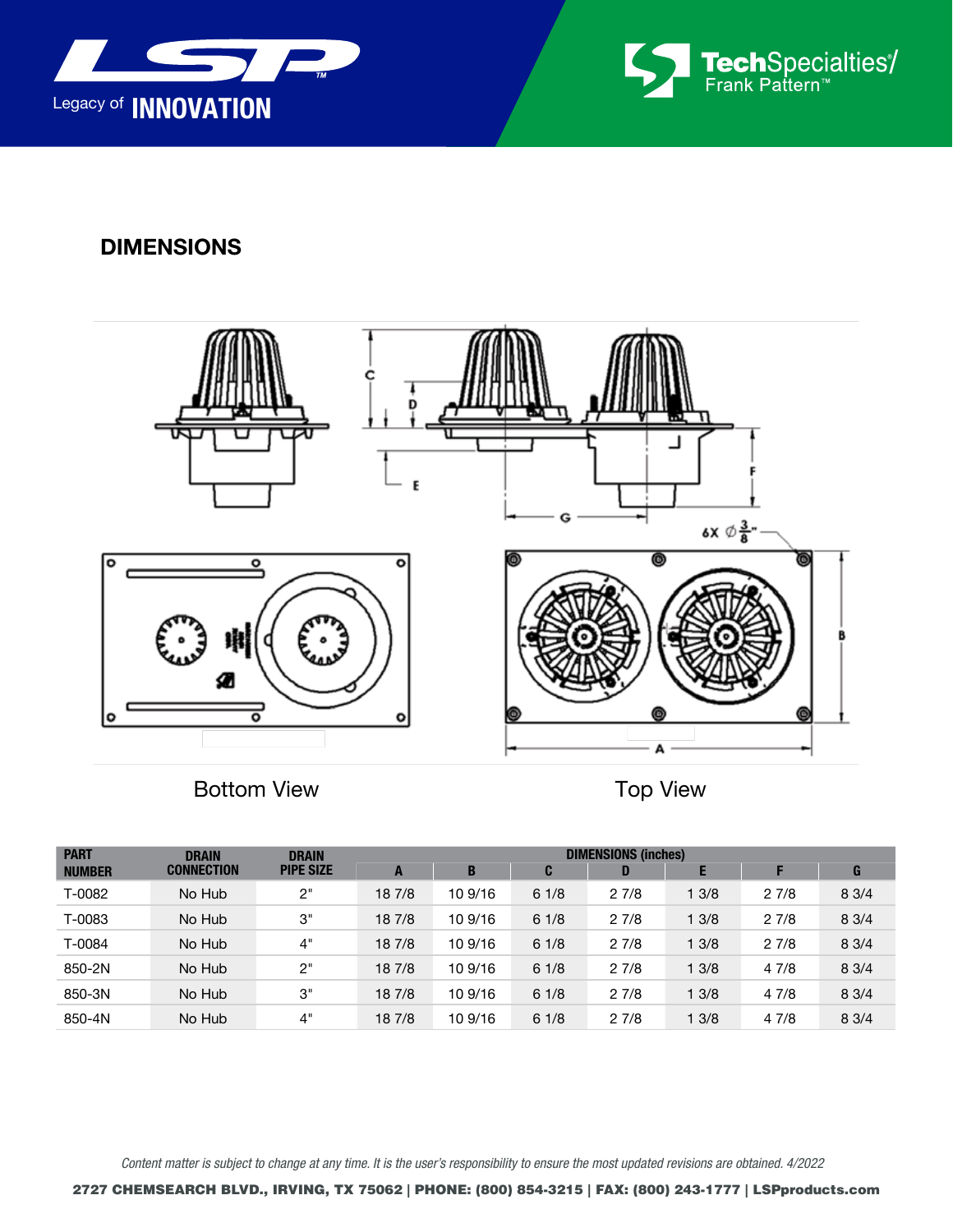## DIMENSIONS

Bottom View

Top View

| PART NUMBER | DRAIN CONNECTION | DRAIN PIPE SIZE | DIMENSIONS (inches) | | | | | | |
|---|---|---|---|---|---|---|---|---|---|
| | | | A | B | C | D | E | F | G |
| T-0082 | No Hub | 2" | 18 7/8 | 10 9/16 | 6 1/8 | 2 7/8 | 1 3/8 | 2 7/8 | 8 3/4 |
| T-0083 | No Hub | 3" | 18 7/8 | 10 9/16 | 6 1/8 | 2 7/8 | 1 3/8 | 2 7/8 | 8 3/4 |
| T-0084 | No Hub | 4" | 18 7/8 | 10 9/16 | 6 1/8 | 2 7/8 | 1 3/8 | 2 7/8 | 8 3/4 |
| 850-2N | No Hub | 2" | 18 7/8 | 10 9/16 | 6 1/8 | 2 7/8 | 1 3/8 | 4 7/8 | 8 3/4 |
| 850-3N | No Hub | 3" | 18 7/8 | 10 9/16 | 6 1/8 | 2 7/8 | 1 3/8 | 4 7/8 | 8 3/4 |
| 850-4N | No Hub | 4" | 18 7/8 | 10 9/16 | 6 1/8 | 2 7/8 | 1 3/8 | 4 7/8 | 8 3/4 |

*Content matter is subject to change at any time. It is the user's responsibility to ensure the most updated revisions are obtained. 4/2022*

**2727 CHEMSEARCH BLVD., IRVING, TX 75062 | PHONE: (800) 854-3215 | FAX: (800) 243-1777 | LSPproducts.com**